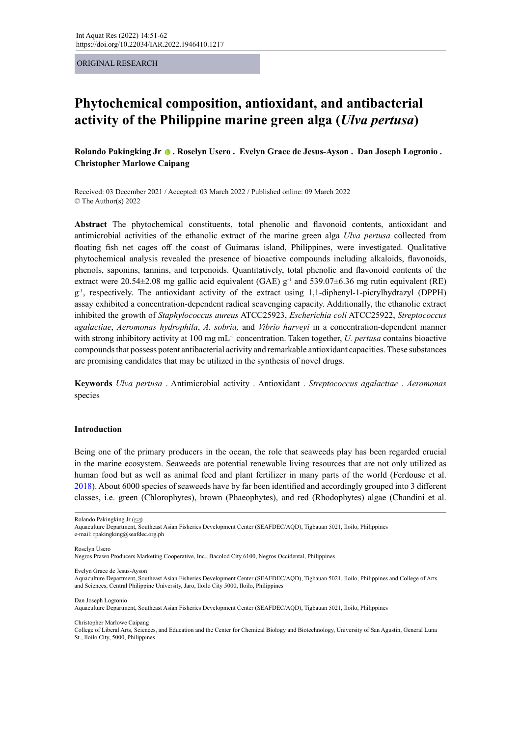ORIGINAL RESEARCH

# Phytochemical composition, antioxidant, and antibacterial activity of the Philippine marine green alga (*Ulva pertusa*)

**Rolando Pakingking Jr . Roselyn Usero . Evelyn Grace de Jesus-Ayson . Dan Joseph Logronio . Christopher Marlowe Caipang**

Received: 03 December 2021 / Accepted: 03 March 2022 / Published online: 09 March 2022
© The Author(s) 2022

**Abstract** The phytochemical constituents, total phenolic and flavonoid contents, antioxidant and antimicrobial activities of the ethanolic extract of the marine green alga *Ulva pertusa* collected from floating fish net cages off the coast of Guimaras island, Philippines, were investigated. Qualitative phytochemical analysis revealed the presence of bioactive compounds including alkaloids, flavonoids, phenols, saponins, tannins, and terpenoids. Quantitatively, total phenolic and flavonoid contents of the extract were 20.54±2.08 mg gallic acid equivalent (GAE) $g^{-1}$ and 539.07±6.36 mg rutin equivalent (RE) $g^{-1}$, respectively. The antioxidant activity of the extract using 1,1-diphenyl-1-picrylhydrazyl (DPPH) assay exhibited a concentration-dependent radical scavenging capacity. Additionally, the ethanolic extract inhibited the growth of *Staphylococcus aureus* ATCC25923, *Escherichia coli* ATCC25922, *Streptococcus agalactiae*, *Aeromonas hydrophila*, *A. sobria,* and *Vibrio harveyi* in a concentration-dependent manner with strong inhibitory activity at 100 mg $mL^{-1}$ concentration. Taken together, *U. pertusa* contains bioactive compounds that possess potent antibacterial activity and remarkable antioxidant capacities. These substances are promising candidates that may be utilized in the synthesis of novel drugs.

**Keywords** *Ulva pertusa* . Antimicrobial activity . Antioxidant . *Streptococcus agalactiae* . *Aeromonas* species

## Introduction

Being one of the primary producers in the ocean, the role that seaweeds play has been regarded crucial in the marine ecosystem. Seaweeds are potential renewable living resources that are not only utilized as human food but as well as animal feed and plant fertilizer in many parts of the world (Ferdouse et al. 2018). About 6000 species of seaweeds have by far been identified and accordingly grouped into 3 different classes, i.e. green (Chlorophytes), brown (Phaeophytes), and red (Rhodophytes) algae (Chandini et al.

---

Rolando Pakingking Jr (✉)
Aquaculture Department, Southeast Asian Fisheries Development Center (SEAFDEC/AQD), Tigbauan 5021, Iloilo, Philippines
e-mail: rpakingking@seafdec.org.ph

Roselyn Usero
Negros Prawn Producers Marketing Cooperative, Inc., Bacolod City 6100, Negros Occidental, Philippines

Evelyn Grace de Jesus-Ayson
Aquaculture Department, Southeast Asian Fisheries Development Center (SEAFDEC/AQD), Tigbauan 5021, Iloilo, Philippines and College of Arts and Sciences, Central Philippine University, Jaro, Iloilo City 5000, Iloilo, Philippines

Dan Joseph Logronio
Aquaculture Department, Southeast Asian Fisheries Development Center (SEAFDEC/AQD), Tigbauan 5021, Iloilo, Philippines

Christopher Marlowe Caipang
College of Liberal Arts, Sciences, and Education and the Center for Chemical Biology and Biotechnology, University of San Agustin, General Luna St., Iloilo City, 5000, Philippines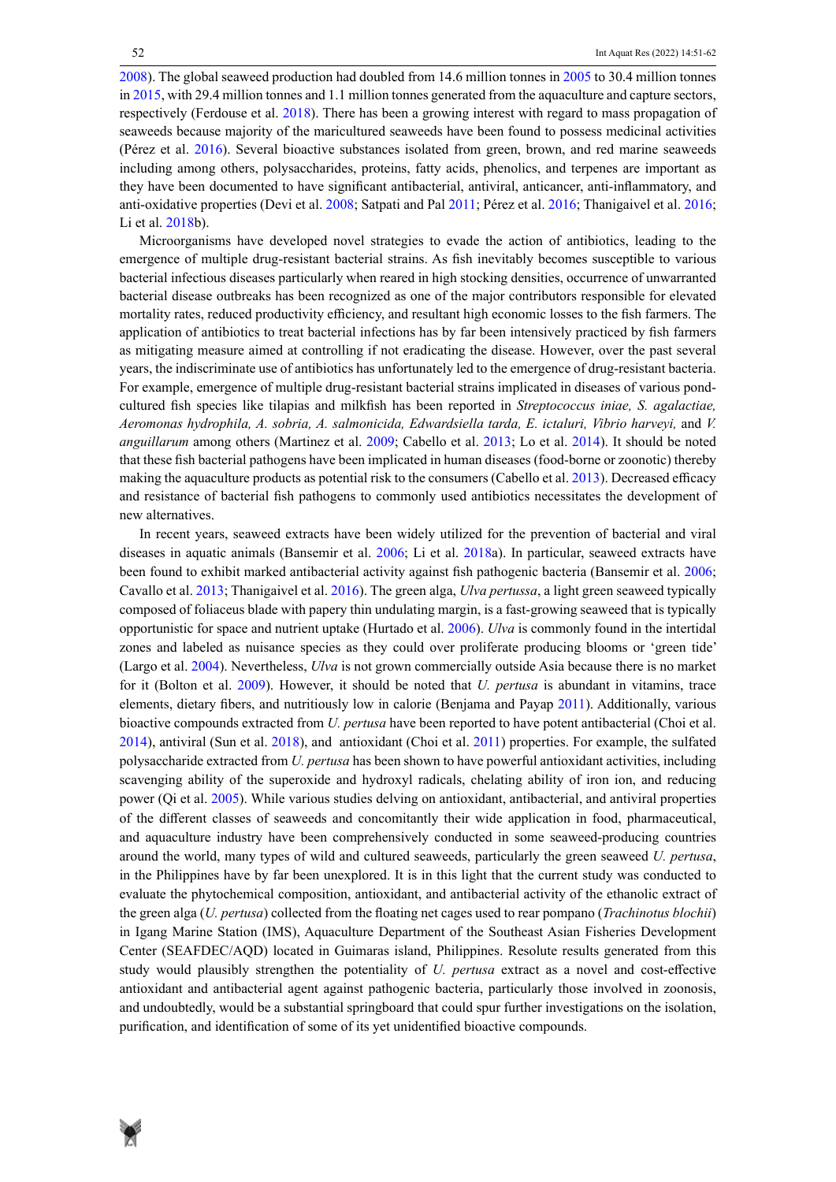2008). The global seaweed production had doubled from 14.6 million tonnes in 2005 to 30.4 million tonnes in 2015, with 29.4 million tonnes and 1.1 million tonnes generated from the aquaculture and capture sectors, respectively (Ferdouse et al. 2018). There has been a growing interest with regard to mass propagation of seaweeds because majority of the maricultured seaweeds have been found to possess medicinal activities (Pérez et al. 2016). Several bioactive substances isolated from green, brown, and red marine seaweeds including among others, polysaccharides, proteins, fatty acids, phenolics, and terpenes are important as they have been documented to have significant antibacterial, antiviral, anticancer, anti-inflammatory, and anti-oxidative properties (Devi et al. 2008; Satpati and Pal 2011; Pérez et al. 2016; Thanigaivel et al. 2016; Li et al. 2018b).

Microorganisms have developed novel strategies to evade the action of antibiotics, leading to the emergence of multiple drug-resistant bacterial strains. As fish inevitably becomes susceptible to various bacterial infectious diseases particularly when reared in high stocking densities, occurrence of unwarranted bacterial disease outbreaks has been recognized as one of the major contributors responsible for elevated mortality rates, reduced productivity efficiency, and resultant high economic losses to the fish farmers. The application of antibiotics to treat bacterial infections has by far been intensively practiced by fish farmers as mitigating measure aimed at controlling if not eradicating the disease. However, over the past several years, the indiscriminate use of antibiotics has unfortunately led to the emergence of drug-resistant bacteria. For example, emergence of multiple drug-resistant bacterial strains implicated in diseases of various pond-cultured fish species like tilapias and milkfish has been reported in *Streptococcus iniae, S. agalactiae, Aeromonas hydrophila, A. sobria, A. salmonicida, Edwardsiella tarda, E. ictaluri, Vibrio harveyi,* and *V. anguillarum* among others (Martinez et al. 2009; Cabello et al. 2013; Lo et al. 2014). It should be noted that these fish bacterial pathogens have been implicated in human diseases (food-borne or zoonotic) thereby making the aquaculture products as potential risk to the consumers (Cabello et al. 2013). Decreased efficacy and resistance of bacterial fish pathogens to commonly used antibiotics necessitates the development of new alternatives.

In recent years, seaweed extracts have been widely utilized for the prevention of bacterial and viral diseases in aquatic animals (Bansemir et al. 2006; Li et al. 2018a). In particular, seaweed extracts have been found to exhibit marked antibacterial activity against fish pathogenic bacteria (Bansemir et al. 2006; Cavallo et al. 2013; Thanigaivel et al. 2016). The green alga, *Ulva pertussa*, a light green seaweed typically composed of foliaceus blade with papery thin undulating margin, is a fast-growing seaweed that is typically opportunistic for space and nutrient uptake (Hurtado et al. 2006). *Ulva* is commonly found in the intertidal zones and labeled as nuisance species as they could over proliferate producing blooms or 'green tide' (Largo et al. 2004). Nevertheless, *Ulva* is not grown commercially outside Asia because there is no market for it (Bolton et al. 2009). However, it should be noted that *U. pertusa* is abundant in vitamins, trace elements, dietary fibers, and nutritiously low in calorie (Benjama and Payap 2011). Additionally, various bioactive compounds extracted from *U. pertusa* have been reported to have potent antibacterial (Choi et al. 2014), antiviral (Sun et al. 2018), and antioxidant (Choi et al. 2011) properties. For example, the sulfated polysaccharide extracted from *U. pertusa* has been shown to have powerful antioxidant activities, including scavenging ability of the superoxide and hydroxyl radicals, chelating ability of iron ion, and reducing power (Qi et al. 2005). While various studies delving on antioxidant, antibacterial, and antiviral properties of the different classes of seaweeds and concomitantly their wide application in food, pharmaceutical, and aquaculture industry have been comprehensively conducted in some seaweed-producing countries around the world, many types of wild and cultured seaweeds, particularly the green seaweed *U. pertusa*, in the Philippines have by far been unexplored. It is in this light that the current study was conducted to evaluate the phytochemical composition, antioxidant, and antibacterial activity of the ethanolic extract of the green alga (*U. pertusa*) collected from the floating net cages used to rear pompano (*Trachinotus blochii*) in Igang Marine Station (IMS), Aquaculture Department of the Southeast Asian Fisheries Development Center (SEAFDEC/AQD) located in Guimaras island, Philippines. Resolute results generated from this study would plausibly strengthen the potentiality of *U. pertusa* extract as a novel and cost-effective antioxidant and antibacterial agent against pathogenic bacteria, particularly those involved in zoonosis, and undoubtedly, would be a substantial springboard that could spur further investigations on the isolation, purification, and identification of some of its yet unidentified bioactive compounds.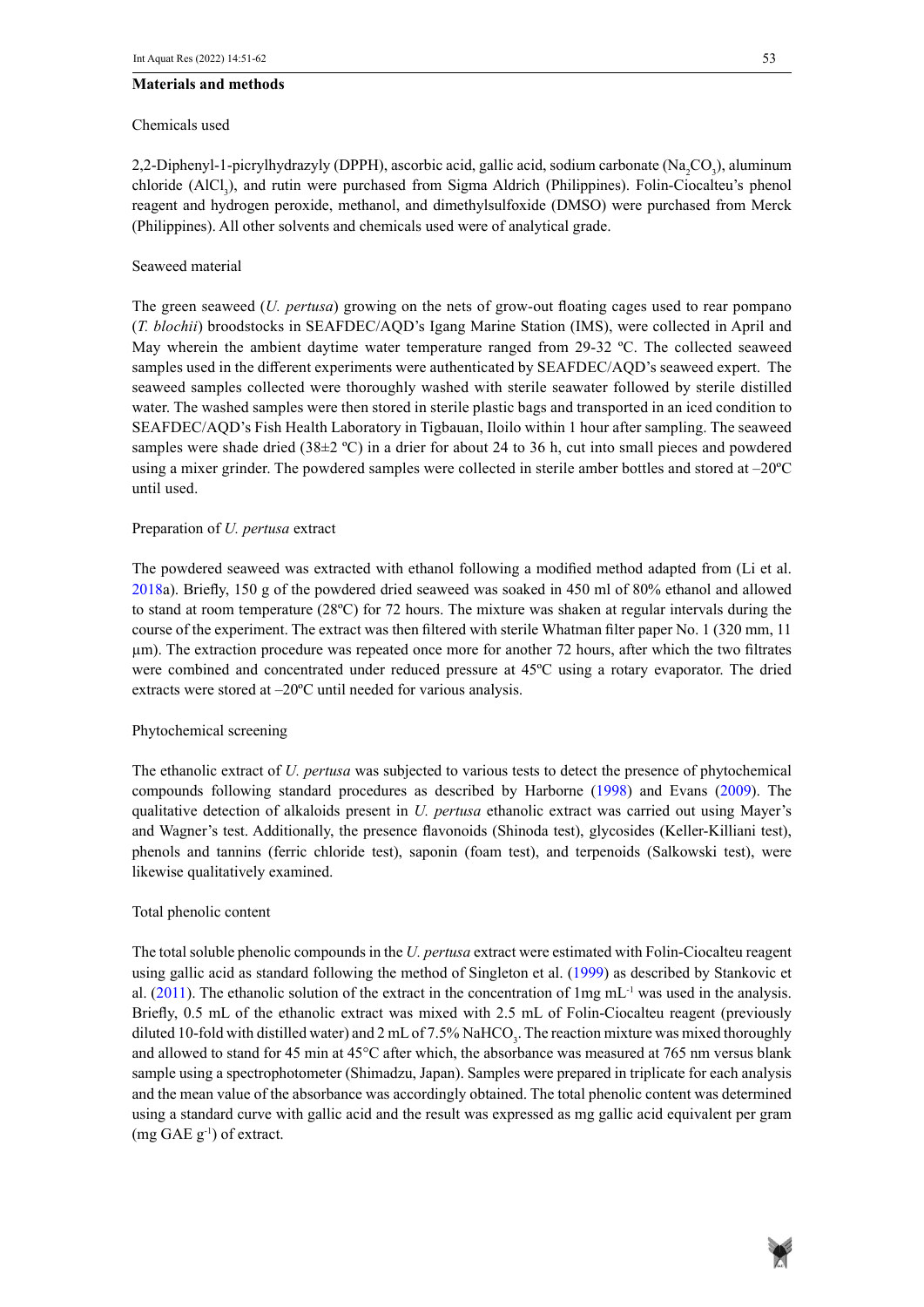## Materials and methods

### Chemicals used

2,2-Diphenyl-1-picrylhydrazyly (DPPH), ascorbic acid, gallic acid, sodium carbonate ($Na_2CO_3$), aluminum chloride ($AlCl_3$), and rutin were purchased from Sigma Aldrich (Philippines). Folin-Ciocalteu's phenol reagent and hydrogen peroxide, methanol, and dimethylsulfoxide (DMSO) were purchased from Merck (Philippines). All other solvents and chemicals used were of analytical grade.

### Seaweed material

The green seaweed (*U. pertusa*) growing on the nets of grow-out floating cages used to rear pompano (*T. blochii*) broodstocks in SEAFDEC/AQD's Igang Marine Station (IMS), were collected in April and May wherein the ambient daytime water temperature ranged from 29-32 ºC. The collected seaweed samples used in the different experiments were authenticated by SEAFDEC/AQD's seaweed expert. The seaweed samples collected were thoroughly washed with sterile seawater followed by sterile distilled water. The washed samples were then stored in sterile plastic bags and transported in an iced condition to SEAFDEC/AQD's Fish Health Laboratory in Tigbauan, Iloilo within 1 hour after sampling. The seaweed samples were shade dried (38±2 ºC) in a drier for about 24 to 36 h, cut into small pieces and powdered using a mixer grinder. The powdered samples were collected in sterile amber bottles and stored at –20ºC until used.

### Preparation of *U. pertusa* extract

The powdered seaweed was extracted with ethanol following a modified method adapted from (Li et al. 2018a). Briefly, 150 g of the powdered dried seaweed was soaked in 450 ml of 80% ethanol and allowed to stand at room temperature (28ºC) for 72 hours. The mixture was shaken at regular intervals during the course of the experiment. The extract was then filtered with sterile Whatman filter paper No. 1 (320 mm, 11 µm). The extraction procedure was repeated once more for another 72 hours, after which the two filtrates were combined and concentrated under reduced pressure at 45ºC using a rotary evaporator. The dried extracts were stored at –20ºC until needed for various analysis.

### Phytochemical screening

The ethanolic extract of *U. pertusa* was subjected to various tests to detect the presence of phytochemical compounds following standard procedures as described by Harborne (1998) and Evans (2009). The qualitative detection of alkaloids present in *U. pertusa* ethanolic extract was carried out using Mayer's and Wagner's test. Additionally, the presence flavonoids (Shinoda test), glycosides (Keller-Killiani test), phenols and tannins (ferric chloride test), saponin (foam test), and terpenoids (Salkowski test), were likewise qualitatively examined.

### Total phenolic content

The total soluble phenolic compounds in the *U. pertusa* extract were estimated with Folin-Ciocalteu reagent using gallic acid as standard following the method of Singleton et al. (1999) as described by Stankovic et al. (2011). The ethanolic solution of the extract in the concentration of 1mg $mL^{-1}$ was used in the analysis. Briefly, 0.5 mL of the ethanolic extract was mixed with 2.5 mL of Folin-Ciocalteu reagent (previously diluted 10-fold with distilled water) and 2 mL of 7.5% $NaHCO_3$. The reaction mixture was mixed thoroughly and allowed to stand for 45 min at 45°C after which, the absorbance was measured at 765 nm versus blank sample using a spectrophotometer (Shimadzu, Japan). Samples were prepared in triplicate for each analysis and the mean value of the absorbance was accordingly obtained. The total phenolic content was determined using a standard curve with gallic acid and the result was expressed as mg gallic acid equivalent per gram (mg GAE $g^{-1}$) of extract.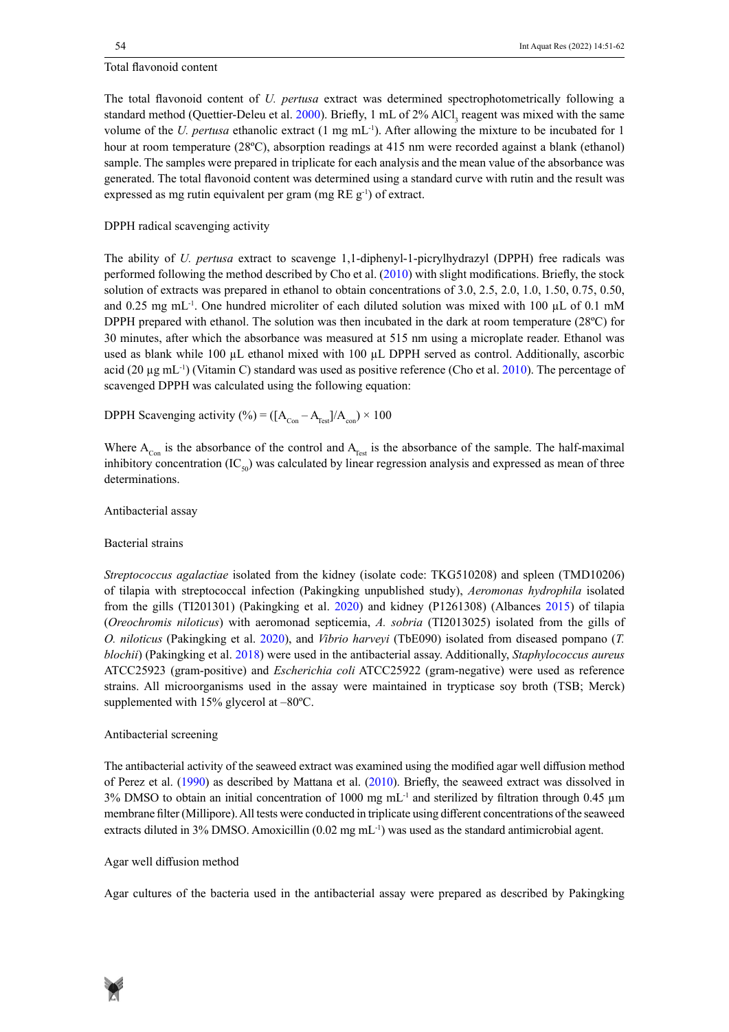### Total flavonoid content

The total flavonoid content of *U. pertusa* extract was determined spectrophotometrically following a standard method (Quettier-Deleu et al. 2000). Briefly, 1 mL of 2% $AlCl_3$ reagent was mixed with the same volume of the *U. pertusa* ethanolic extract (1 mg $mL^{-1}$). After allowing the mixture to be incubated for 1 hour at room temperature (28ºC), absorption readings at 415 nm were recorded against a blank (ethanol) sample. The samples were prepared in triplicate for each analysis and the mean value of the absorbance was generated. The total flavonoid content was determined using a standard curve with rutin and the result was expressed as mg rutin equivalent per gram (mg RE $g^{-1}$) of extract.

### DPPH radical scavenging activity

The ability of *U. pertusa* extract to scavenge 1,1-diphenyl-1-picrylhydrazyl (DPPH) free radicals was performed following the method described by Cho et al. (2010) with slight modifications. Briefly, the stock solution of extracts was prepared in ethanol to obtain concentrations of 3.0, 2.5, 2.0, 1.0, 1.50, 0.75, 0.50, and 0.25 mg $mL^{-1}$. One hundred microliter of each diluted solution was mixed with 100 µL of 0.1 mM DPPH prepared with ethanol. The solution was then incubated in the dark at room temperature (28ºC) for 30 minutes, after which the absorbance was measured at 515 nm using a microplate reader. Ethanol was used as blank while 100 µL ethanol mixed with 100 µL DPPH served as control. Additionally, ascorbic acid (20 µg $mL^{-1}$) (Vitamin C) standard was used as positive reference (Cho et al. 2010). The percentage of scavenged DPPH was calculated using the following equation:

$$\text{DPPH Scavenging activity (\%)} = ([A_{Con} - A_{Test}]/A_{con}) \times 100$$

Where $A_{Con}$ is the absorbance of the control and $A_{Test}$ is the absorbance of the sample. The half-maximal inhibitory concentration ($IC_{50}$) was calculated by linear regression analysis and expressed as mean of three determinations.

### Antibacterial assay

#### Bacterial strains

*Streptococcus agalactiae* isolated from the kidney (isolate code: TKG510208) and spleen (TMD10206) of tilapia with streptococcal infection (Pakingking unpublished study), *Aeromonas hydrophila* isolated from the gills (TI201301) (Pakingking et al. 2020) and kidney (P1261308) (Albances 2015) of tilapia (*Oreochromis niloticus*) with aeromonad septicemia, *A. sobria* (TI2013025) isolated from the gills of *O. niloticus* (Pakingking et al. 2020), and *Vibrio harveyi* (TbE090) isolated from diseased pompano (*T. blochii*) (Pakingking et al. 2018) were used in the antibacterial assay. Additionally, *Staphylococcus aureus* ATCC25923 (gram-positive) and *Escherichia coli* ATCC25922 (gram-negative) were used as reference strains. All microorganisms used in the assay were maintained in trypticase soy broth (TSB; Merck) supplemented with 15% glycerol at –80ºC.

#### Antibacterial screening

The antibacterial activity of the seaweed extract was examined using the modified agar well diffusion method of Perez et al. (1990) as described by Mattana et al. (2010). Briefly, the seaweed extract was dissolved in 3% DMSO to obtain an initial concentration of 1000 mg $mL^{-1}$ and sterilized by filtration through 0.45 µm membrane filter (Millipore). All tests were conducted in triplicate using different concentrations of the seaweed extracts diluted in 3% DMSO. Amoxicillin (0.02 mg $mL^{-1}$) was used as the standard antimicrobial agent.

#### Agar well diffusion method

Agar cultures of the bacteria used in the antibacterial assay were prepared as described by Pakingking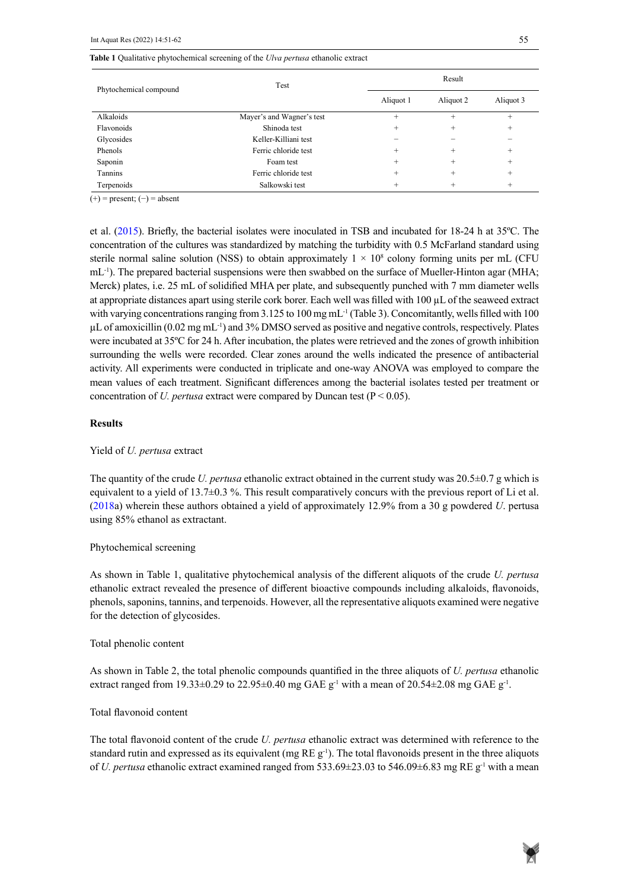**Table 1** Qualitative phytochemical screening of the *Ulva pertusa* ethanolic extract

| Phytochemical compound | Test | Result | | |
|---|---|---|---|---|
| | | Aliquot 1 | Aliquot 2 | Aliquot 3 |
| Alkaloids | Mayer's and Wagner's test | + | + | + |
| Flavonoids | Shinoda test | + | + | + |
| Glycosides | Keller-Killiani test | − | − | − |
| Phenols | Ferric chloride test | + | + | + |
| Saponin | Foam test | + | + | + |
| Tannins | Ferric chloride test | + | + | + |
| Terpenoids | Salkowski test | + | + | + |

(+) = present; (−) = absent

et al. (2015). Briefly, the bacterial isolates were inoculated in TSB and incubated for 18-24 h at 35ºC. The concentration of the cultures was standardized by matching the turbidity with 0.5 McFarland standard using sterile normal saline solution (NSS) to obtain approximately $1 \times 10^8$ colony forming units per mL (CFU $mL^{-1}$). The prepared bacterial suspensions were then swabbed on the surface of Mueller-Hinton agar (MHA; Merck) plates, i.e. 25 mL of solidified MHA per plate, and subsequently punched with 7 mm diameter wells at appropriate distances apart using sterile cork borer. Each well was filled with 100 µL of the seaweed extract with varying concentrations ranging from 3.125 to 100 mg $mL^{-1}$ (Table 3). Concomitantly, wells filled with 100 µL of amoxicillin (0.02 mg $mL^{-1}$) and 3% DMSO served as positive and negative controls, respectively. Plates were incubated at 35ºC for 24 h. After incubation, the plates were retrieved and the zones of growth inhibition surrounding the wells were recorded. Clear zones around the wells indicated the presence of antibacterial activity. All experiments were conducted in triplicate and one-way ANOVA was employed to compare the mean values of each treatment. Significant differences among the bacterial isolates tested per treatment or concentration of *U. pertusa* extract were compared by Duncan test ($P < 0.05$).

## Results

### Yield of *U. pertusa* extract

The quantity of the crude *U. pertusa* ethanolic extract obtained in the current study was 20.5±0.7 g which is equivalent to a yield of 13.7±0.3 %. This result comparatively concurs with the previous report of Li et al. (2018a) wherein these authors obtained a yield of approximately 12.9% from a 30 g powdered *U*. pertusa using 85% ethanol as extractant.

### Phytochemical screening

As shown in Table 1, qualitative phytochemical analysis of the different aliquots of the crude *U. pertusa* ethanolic extract revealed the presence of different bioactive compounds including alkaloids, flavonoids, phenols, saponins, tannins, and terpenoids. However, all the representative aliquots examined were negative for the detection of glycosides.

### Total phenolic content

As shown in Table 2, the total phenolic compounds quantified in the three aliquots of *U. pertusa* ethanolic extract ranged from 19.33±0.29 to 22.95±0.40 mg GAE $g^{-1}$ with a mean of 20.54±2.08 mg GAE $g^{-1}$.

### Total flavonoid content

The total flavonoid content of the crude *U. pertusa* ethanolic extract was determined with reference to the standard rutin and expressed as its equivalent (mg RE $g^{-1}$). The total flavonoids present in the three aliquots of *U. pertusa* ethanolic extract examined ranged from 533.69±23.03 to 546.09±6.83 mg RE $g^{-1}$ with a mean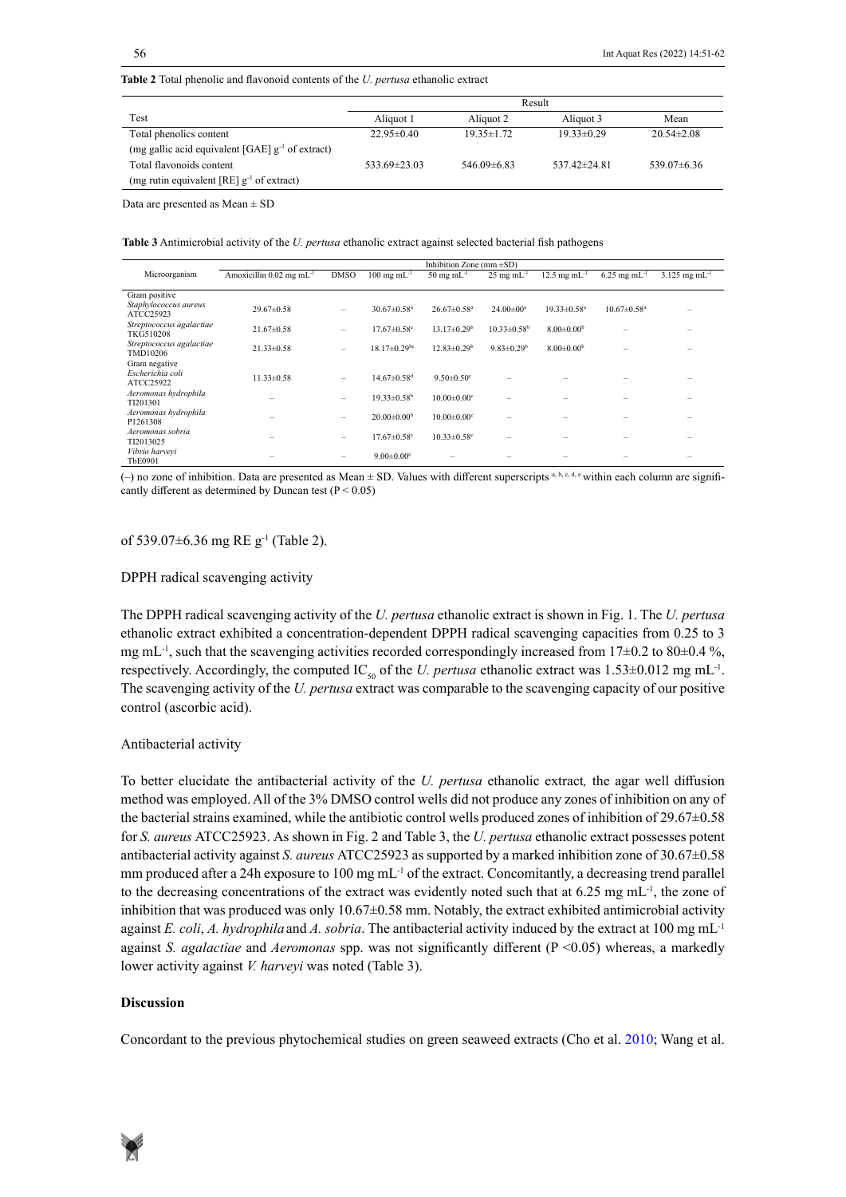**Table 2** Total phenolic and flavonoid contents of the *U. pertusa* ethanolic extract

| Test | Result | | | |
|---|---|---|---|---|
| | Aliquot 1 | Aliquot 2 | Aliquot 3 | Mean |
| Total phenolics content (mg gallic acid equivalent [GAE] $g^{-1}$ of extract) | 22.95±0.40 | 19.35±1.72 | 19.33±0.29 | 20.54±2.08 |
| Total flavonoids content (mg rutin equivalent [RE] $g^{-1}$ of extract) | 533.69±23.03 | 546.09±6.83 | 537.42±24.81 | 539.07±6.36 |

Data are presented as Mean ± SD

**Table 3** Antimicrobial activity of the *U. pertusa* ethanolic extract against selected bacterial fish pathogens

| Microorganism | Inhibition Zone (mm ±SD) | | | | | | | |
|---|---|---|---|---|---|---|---|---|
| | Amoxicillin 0.02 mg $mL^{-1}$ | DMSO | 100 mg $mL^{-1}$ | 50 mg $mL^{-1}$ | 25 mg $mL^{-1}$ | 12.5 mg $mL^{-1}$ | 6.25 mg $mL^{-1}$ | 3.125 mg $mL^{-1}$ |
| Gram positive | | | | | | | | |
| *Staphylococcus aureus* ATCC25923 | 29.67±0.58 | – | 30.67±0.58[a] | 26.67±0.58[a] | 24.00±00[a] | 19.33±0.58[a] | 10.67±0.58[a] | – |
| *Streptococcus agalactiae* TKG510208 | 21.67±0.58 | – | 17.67±0.58[c] | 13.17±0.29[b] | 10.33±0.58[b] | 8.00±0.00[b] | – | – |
| *Streptococcus agalactiae* TMD10206 | 21.33±0.58 | – | 18.17±0.29[bc] | 12.83±0.29[b] | 9.83±0.29[b] | 8.00±0.00[b] | – | – |
| Gram negative | | | | | | | | |
| *Escherichia coli* ATCC25922 | 11.33±0.58 | – | 14.67±0.58[d] | 9.50±0.50[c] | – | – | – | – |
| *Aeromonas hydrophila* TI201301 | – | – | 19.33±0.58[b] | 10.00±0.00[c] | – | – | – | – |
| *Aeromonas hydrophila* P1261308 | – | – | 20.00±0.00[b] | 10.00±0.00[c] | – | – | – | – |
| *Aeromonas sobria* TI2013025 | – | – | 17.67±0.58[c] | 10.33±0.58[c] | – | – | – | – |
| *Vibrio harveyi* TbE0901 | – | – | 9.00±0.00[e] | – | – | – | – | – |

(–) no zone of inhibition. Data are presented as Mean ± SD. Values with different superscripts [a, b, c, d, e] within each column are significantly different as determined by Duncan test ($P < 0.05$)

of 539.07±6.36 mg RE $g^{-1}$ (Table 2).

DPPH radical scavenging activity

The DPPH radical scavenging activity of the *U. pertusa* ethanolic extract is shown in Fig. 1. The *U. pertusa* ethanolic extract exhibited a concentration-dependent DPPH radical scavenging capacities from 0.25 to 3 mg $mL^{-1}$, such that the scavenging activities recorded correspondingly increased from 17±0.2 to 80±0.4 %, respectively. Accordingly, the computed $IC_{50}$ of the *U. pertusa* ethanolic extract was 1.53±0.012 mg $mL^{-1}$. The scavenging activity of the *U. pertusa* extract was comparable to the scavenging capacity of our positive control (ascorbic acid).

Antibacterial activity

To better elucidate the antibacterial activity of the *U. pertusa* ethanolic extract, the agar well diffusion method was employed. All of the 3% DMSO control wells did not produce any zones of inhibition on any of the bacterial strains examined, while the antibiotic control wells produced zones of inhibition of 29.67±0.58 for *S. aureus* ATCC25923. As shown in Fig. 2 and Table 3, the *U. pertusa* ethanolic extract possesses potent antibacterial activity against *S. aureus* ATCC25923 as supported by a marked inhibition zone of 30.67±0.58 mm produced after a 24h exposure to 100 mg $mL^{-1}$ of the extract. Concomitantly, a decreasing trend parallel to the decreasing concentrations of the extract was evidently noted such that at 6.25 mg $mL^{-1}$, the zone of inhibition that was produced was only 10.67±0.58 mm. Notably, the extract exhibited antimicrobial activity against *E. coli*, *A. hydrophila* and *A. sobria*. The antibacterial activity induced by the extract at 100 mg $mL^{-1}$ against *S. agalactiae* and *Aeromonas* spp. was not significantly different ($P < 0.05$) whereas, a markedly lower activity against *V. harveyi* was noted (Table 3).

## Discussion

Concordant to the previous phytochemical studies on green seaweed extracts (Cho et al. 2010; Wang et al.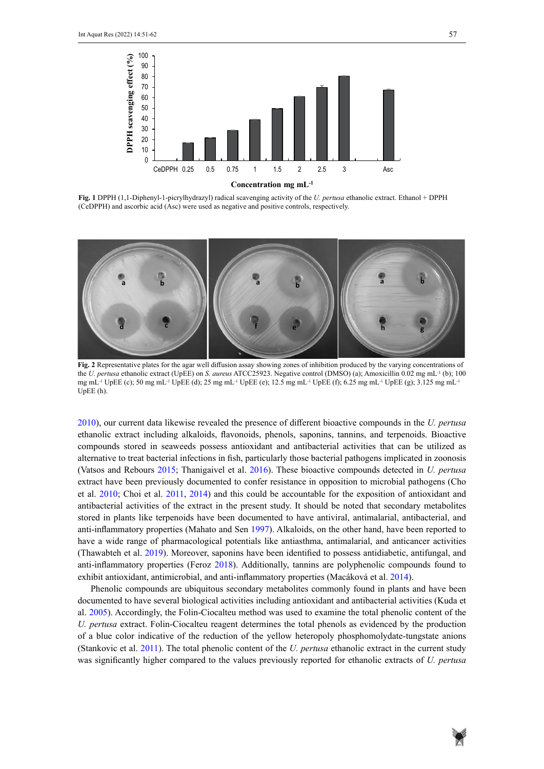**Fig. 1** DPPH (1,1-Diphenyl-1-picrylhydrazyl) radical scavenging activity of the *U. pertusa* ethanolic extract. Ethanol + DPPH (CeDPPH) and ascorbic acid (Asc) were used as negative and positive controls, respectively.

**Fig. 2** Representative plates for the agar well diffusion assay showing zones of inhibition produced by the varying concentrations of the *U. pertusa* ethanolic extract (UpEE) on *S. aureus* ATCC25923. Negative control (DMSO) (a); Amoxicillin 0.02 mg $mL^{-1}$ (b); 100 mg $mL^{-1}$ UpEE (c); 50 mg $mL^{-1}$ UpEE (d); 25 mg $mL^{-1}$ UpEE (e); 12.5 mg $mL^{-1}$ UpEE (f); 6.25 mg $mL^{-1}$ UpEE (g); 3.125 mg $mL^{-1}$ UpEE (h).

2010), our current data likewise revealed the presence of different bioactive compounds in the *U. pertusa* ethanolic extract including alkaloids, flavonoids, phenols, saponins, tannins, and terpenoids. Bioactive compounds stored in seaweeds possess antioxidant and antibacterial activities that can be utilized as alternative to treat bacterial infections in fish, particularly those bacterial pathogens implicated in zoonosis (Vatsos and Rebours 2015; Thanigaivel et al. 2016). These bioactive compounds detected in *U. pertusa* extract have been previously documented to confer resistance in opposition to microbial pathogens (Cho et al. 2010; Choi et al. 2011, 2014) and this could be accountable for the exposition of antioxidant and antibacterial activities of the extract in the present study. It should be noted that secondary metabolites stored in plants like terpenoids have been documented to have antiviral, antimalarial, antibacterial, and anti-inflammatory properties (Mahato and Sen 1997). Alkaloids, on the other hand, have been reported to have a wide range of pharmacological potentials like antiasthma, antimalarial, and anticancer activities (Thawabteh et al. 2019). Moreover, saponins have been identified to possess antidiabetic, antifungal, and anti-inflammatory properties (Feroz 2018). Additionally, tannins are polyphenolic compounds found to exhibit antioxidant, antimicrobial, and anti-inflammatory properties (Macáková et al. 2014).

Phenolic compounds are ubiquitous secondary metabolites commonly found in plants and have been documented to have several biological activities including antioxidant and antibacterial activities (Kuda et al. 2005). Accordingly, the Folin-Ciocalteu method was used to examine the total phenolic content of the *U. pertusa* extract. Folin-Ciocalteu reagent determines the total phenols as evidenced by the production of a blue color indicative of the reduction of the yellow heteropoly phosphomolybdate-tungstate anions (Stankovic et al. 2011). The total phenolic content of the *U. pertusa* ethanolic extract in the current study was significantly higher compared to the values previously reported for ethanolic extracts of *U. pertusa*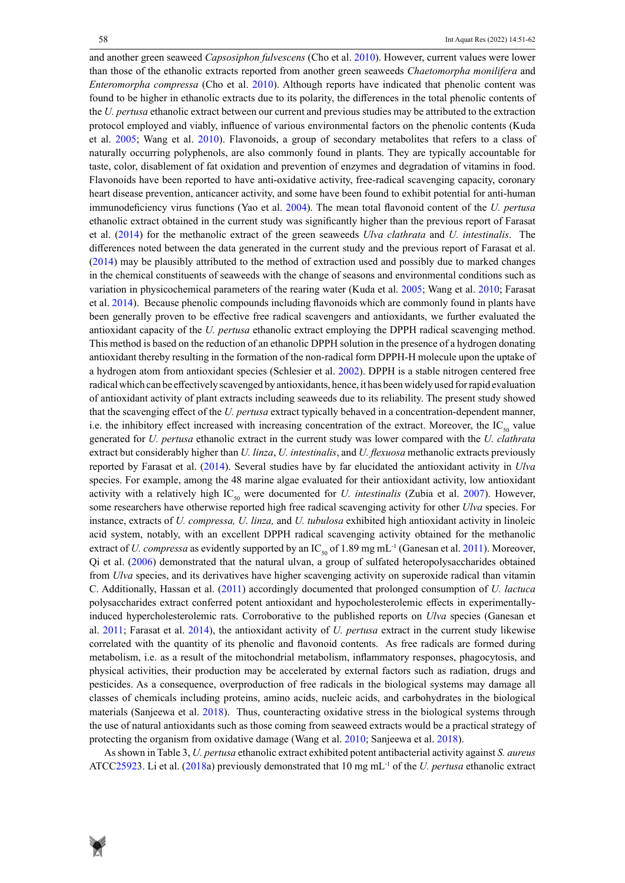and another green seaweed *Capsosiphon fulvescens* (Cho et al. 2010). However, current values were lower than those of the ethanolic extracts reported from another green seaweeds *Chaetomorpha monilifera* and *Enteromorpha compressa* (Cho et al. 2010). Although reports have indicated that phenolic content was found to be higher in ethanolic extracts due to its polarity, the differences in the total phenolic contents of the *U. pertusa* ethanolic extract between our current and previous studies may be attributed to the extraction protocol employed and viably, influence of various environmental factors on the phenolic contents (Kuda et al. 2005; Wang et al. 2010). Flavonoids, a group of secondary metabolites that refers to a class of naturally occurring polyphenols, are also commonly found in plants. They are typically accountable for taste, color, disablement of fat oxidation and prevention of enzymes and degradation of vitamins in food. Flavonoids have been reported to have anti-oxidative activity, free-radical scavenging capacity, coronary heart disease prevention, anticancer activity, and some have been found to exhibit potential for anti-human immunodeficiency virus functions (Yao et al. 2004). The mean total flavonoid content of the *U. pertusa* ethanolic extract obtained in the current study was significantly higher than the previous report of Farasat et al. (2014) for the methanolic extract of the green seaweeds *Ulva clathrata* and *U. intestinalis*. The differences noted between the data generated in the current study and the previous report of Farasat et al. (2014) may be plausibly attributed to the method of extraction used and possibly due to marked changes in the chemical constituents of seaweeds with the change of seasons and environmental conditions such as variation in physicochemical parameters of the rearing water (Kuda et al. 2005; Wang et al. 2010; Farasat et al. 2014). Because phenolic compounds including flavonoids which are commonly found in plants have been generally proven to be effective free radical scavengers and antioxidants, we further evaluated the antioxidant capacity of the *U. pertusa* ethanolic extract employing the DPPH radical scavenging method. This method is based on the reduction of an ethanolic DPPH solution in the presence of a hydrogen donating antioxidant thereby resulting in the formation of the non-radical form DPPH-H molecule upon the uptake of a hydrogen atom from antioxidant species (Schlesier et al. 2002). DPPH is a stable nitrogen centered free radical which can be effectively scavenged by antioxidants, hence, it has been widely used for rapid evaluation of antioxidant activity of plant extracts including seaweeds due to its reliability. The present study showed that the scavenging effect of the *U. pertusa* extract typically behaved in a concentration-dependent manner, i.e. the inhibitory effect increased with increasing concentration of the extract. Moreover, the $IC_{50}$ value generated for *U. pertusa* ethanolic extract in the current study was lower compared with the *U. clathrata* extract but considerably higher than *U. linza*, *U. intestinalis*, and *U. flexuosa* methanolic extracts previously reported by Farasat et al. (2014). Several studies have by far elucidated the antioxidant activity in *Ulva* species. For example, among the 48 marine algae evaluated for their antioxidant activity, low antioxidant activity with a relatively high $IC_{50}$ were documented for *U. intestinalis* (Zubia et al. 2007). However, some researchers have otherwise reported high free radical scavenging activity for other *Ulva* species. For instance, extracts of *U. compressa, U. linza,* and *U. tubulosa* exhibited high antioxidant activity in linoleic acid system, notably, with an excellent DPPH radical scavenging activity obtained for the methanolic extract of *U. compressa* as evidently supported by an $IC_{50}$ of 1.89 mg $mL^{-1}$ (Ganesan et al. 2011). Moreover, Qi et al. (2006) demonstrated that the natural ulvan, a group of sulfated heteropolysaccharides obtained from *Ulva* species, and its derivatives have higher scavenging activity on superoxide radical than vitamin C. Additionally, Hassan et al. (2011) accordingly documented that prolonged consumption of *U. lactuca* polysaccharides extract conferred potent antioxidant and hypocholesterolemic effects in experimentally-induced hypercholesterolemic rats. Corroborative to the published reports on *Ulva* species (Ganesan et al. 2011; Farasat et al. 2014), the antioxidant activity of *U. pertusa* extract in the current study likewise correlated with the quantity of its phenolic and flavonoid contents. As free radicals are formed during metabolism, i.e. as a result of the mitochondrial metabolism, inflammatory responses, phagocytosis, and physical activities, their production may be accelerated by external factors such as radiation, drugs and pesticides. As a consequence, overproduction of free radicals in the biological systems may damage all classes of chemicals including proteins, amino acids, nucleic acids, and carbohydrates in the biological materials (Sanjeewa et al. 2018). Thus, counteracting oxidative stress in the biological systems through the use of natural antioxidants such as those coming from seaweed extracts would be a practical strategy of protecting the organism from oxidative damage (Wang et al. 2010; Sanjeewa et al. 2018).

As shown in Table 3, *U. pertusa* ethanolic extract exhibited potent antibacterial activity against *S. aureus* ATCC25923. Li et al. (2018a) previously demonstrated that 10 mg $mL^{-1}$ of the *U. pertusa* ethanolic extract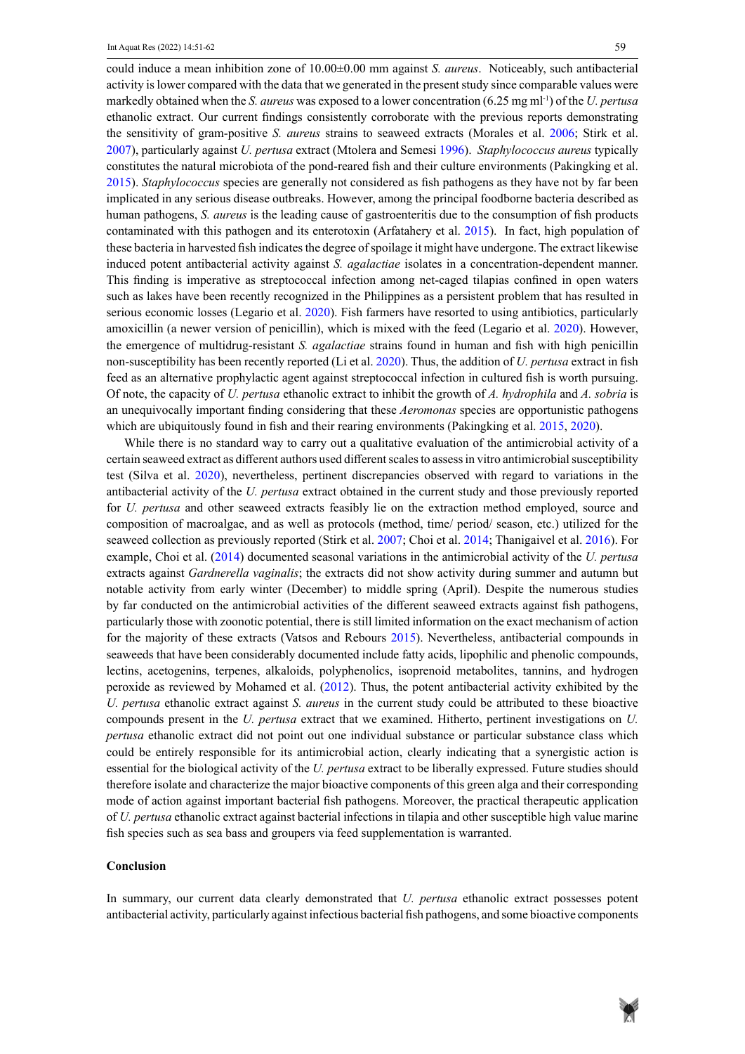could induce a mean inhibition zone of 10.00±0.00 mm against *S. aureus*. Noticeably, such antibacterial activity is lower compared with the data that we generated in the present study since comparable values were markedly obtained when the *S. aureus* was exposed to a lower concentration (6.25 mg ml$^{-1}$) of the *U. pertusa* ethanolic extract. Our current findings consistently corroborate with the previous reports demonstrating the sensitivity of gram-positive *S. aureus* strains to seaweed extracts (Morales et al. 2006; Stirk et al. 2007), particularly against *U. pertusa* extract (Mtolera and Semesi 1996). *Staphylococcus aureus* typically constitutes the natural microbiota of the pond-reared fish and their culture environments (Pakingking et al. 2015). *Staphylococcus* species are generally not considered as fish pathogens as they have not by far been implicated in any serious disease outbreaks. However, among the principal foodborne bacteria described as human pathogens, *S. aureus* is the leading cause of gastroenteritis due to the consumption of fish products contaminated with this pathogen and its enterotoxin (Arfatahery et al. 2015). In fact, high population of these bacteria in harvested fish indicates the degree of spoilage it might have undergone. The extract likewise induced potent antibacterial activity against *S. agalactiae* isolates in a concentration-dependent manner. This finding is imperative as streptococcal infection among net-caged tilapias confined in open waters such as lakes have been recently recognized in the Philippines as a persistent problem that has resulted in serious economic losses (Legario et al. 2020). Fish farmers have resorted to using antibiotics, particularly amoxicillin (a newer version of penicillin), which is mixed with the feed (Legario et al. 2020). However, the emergence of multidrug-resistant *S. agalactiae* strains found in human and fish with high penicillin non-susceptibility has been recently reported (Li et al. 2020). Thus, the addition of *U. pertusa* extract in fish feed as an alternative prophylactic agent against streptococcal infection in cultured fish is worth pursuing. Of note, the capacity of *U. pertusa* ethanolic extract to inhibit the growth of *A. hydrophila* and *A. sobria* is an unequivocally important finding considering that these *Aeromonas* species are opportunistic pathogens which are ubiquitously found in fish and their rearing environments (Pakingking et al. 2015, 2020).

While there is no standard way to carry out a qualitative evaluation of the antimicrobial activity of a certain seaweed extract as different authors used different scales to assess in vitro antimicrobial susceptibility test (Silva et al. 2020), nevertheless, pertinent discrepancies observed with regard to variations in the antibacterial activity of the *U. pertusa* extract obtained in the current study and those previously reported for *U. pertusa* and other seaweed extracts feasibly lie on the extraction method employed, source and composition of macroalgae, and as well as protocols (method, time/ period/ season, etc.) utilized for the seaweed collection as previously reported (Stirk et al. 2007; Choi et al. 2014; Thanigaivel et al. 2016). For example, Choi et al. (2014) documented seasonal variations in the antimicrobial activity of the *U. pertusa* extracts against *Gardnerella vaginalis*; the extracts did not show activity during summer and autumn but notable activity from early winter (December) to middle spring (April). Despite the numerous studies by far conducted on the antimicrobial activities of the different seaweed extracts against fish pathogens, particularly those with zoonotic potential, there is still limited information on the exact mechanism of action for the majority of these extracts (Vatsos and Rebours 2015). Nevertheless, antibacterial compounds in seaweeds that have been considerably documented include fatty acids, lipophilic and phenolic compounds, lectins, acetogenins, terpenes, alkaloids, polyphenolics, isoprenoid metabolites, tannins, and hydrogen peroxide as reviewed by Mohamed et al. (2012). Thus, the potent antibacterial activity exhibited by the *U. pertusa* ethanolic extract against *S. aureus* in the current study could be attributed to these bioactive compounds present in the *U. pertusa* extract that we examined. Hitherto, pertinent investigations on *U. pertusa* ethanolic extract did not point out one individual substance or particular substance class which could be entirely responsible for its antimicrobial action, clearly indicating that a synergistic action is essential for the biological activity of the *U. pertusa* extract to be liberally expressed. Future studies should therefore isolate and characterize the major bioactive components of this green alga and their corresponding mode of action against important bacterial fish pathogens. Moreover, the practical therapeutic application of *U. pertusa* ethanolic extract against bacterial infections in tilapia and other susceptible high value marine fish species such as sea bass and groupers via feed supplementation is warranted.

## Conclusion

In summary, our current data clearly demonstrated that *U. pertusa* ethanolic extract possesses potent antibacterial activity, particularly against infectious bacterial fish pathogens, and some bioactive components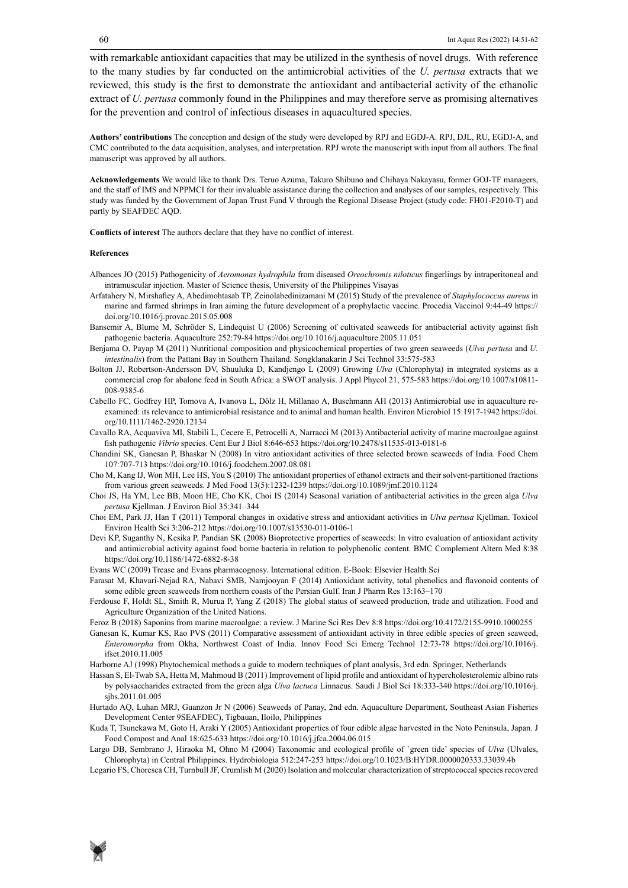with remarkable antioxidant capacities that may be utilized in the synthesis of novel drugs. With reference to the many studies by far conducted on the antimicrobial activities of the *U. pertusa* extracts that we reviewed, this study is the first to demonstrate the antioxidant and antibacterial activity of the ethanolic extract of *U. pertusa* commonly found in the Philippines and may therefore serve as promising alternatives for the prevention and control of infectious diseases in aquacultured species.

**Authors' contributions** The conception and design of the study were developed by RPJ and EGDJ-A. RPJ, DJL, RU, EGDJ-A, and CMC contributed to the data acquisition, analyses, and interpretation. RPJ wrote the manuscript with input from all authors. The final manuscript was approved by all authors.

**Acknowledgements** We would like to thank Drs. Teruo Azuma, Takuro Shibuno and Chihaya Nakayasu, former GOJ-TF managers, and the staff of IMS and NPPMCI for their invaluable assistance during the collection and analyses of our samples, respectively. This study was funded by the Government of Japan Trust Fund V through the Regional Disease Project (study code: FH01-F2010-T) and partly by SEAFDEC AQD.

**Conflicts of interest** The authors declare that they have no conflict of interest.

**References**

Albances JO (2015) Pathogenicity of *Aeromonas hydrophila* from diseased *Oreochromis niloticus* fingerlings by intraperitoneal and intramuscular injection. Master of Science thesis, University of the Philippines Visayas

Arfatahery N, Mirshafiey A, Abedimohtasab TP, Zeinolabedinizamani M (2015) Study of the prevalence of *Staphylococcus aureus* in marine and farmed shrimps in Iran aiming the future development of a prophylactic vaccine. Procedia Vaccinol 9:44-49 https://doi.org/10.1016/j.provac.2015.05.008

Bansemir A, Blume M, Schröder S, Lindequist U (2006) Screening of cultivated seaweeds for antibacterial activity against fish pathogenic bacteria. Aquaculture 252:79-84 https://doi.org/10.1016/j.aquaculture.2005.11.051

Benjama O, Payap M (2011) Nutritional composition and physicochemical properties of two green seaweeds (*Ulva pertusa* and *U. intestinalis*) from the Pattani Bay in Southern Thailand. Songklanakarin J Sci Technol 33:575-583

Bolton JJ, Robertson-Andersson DV, Shuuluka D, Kandjengo L (2009) Growing *Ulva* (Chlorophyta) in integrated systems as a commercial crop for abalone feed in South Africa: a SWOT analysis. J Appl Phycol 21, 575-583 https://doi.org/10.1007/s10811-008-9385-6

Cabello FC, Godfrey HP, Tomova A, Ivanova L, Dölz H, Millanao A, Buschmann AH (2013) Antimicrobial use in aquaculture re-examined: its relevance to antimicrobial resistance and to animal and human health. Environ Microbiol 15:1917-1942 https://doi.org/10.1111/1462-2920.12134

Cavallo RA, Acquaviva MI, Stabili L, Cecere E, Petrocelli A, Narracci M (2013) Antibacterial activity of marine macroalgae against fish pathogenic *Vibrio* species. Cent Eur J Biol 8:646-653 https://doi.org/10.2478/s11535-013-0181-6

Chandini SK, Ganesan P, Bhaskar N (2008) In vitro antioxidant activities of three selected brown seaweeds of India. Food Chem 107:707-713 https://doi.org/10.1016/j.foodchem.2007.08.081

Cho M, Kang IJ, Won MH, Lee HS, You S (2010) The antioxidant properties of ethanol extracts and their solvent-partitioned fractions from various green seaweeds. J Med Food 13(5):1232-1239 https://doi.org/10.1089/jmf.2010.1124

Choi JS, Ha YM, Lee BB, Moon HE, Cho KK, Choi IS (2014) Seasonal variation of antibacterial activities in the green alga *Ulva pertusa* Kjellman. J Environ Biol 35:341–344

Choi EM, Park JJ, Han T (2011) Temporal changes in oxidative stress and antioxidant activities in *Ulva pertusa* Kjellman. Toxicol Environ Health Sci 3:206-212 https://doi.org/10.1007/s13530-011-0106-1

Devi KP, Suganthy N, Kesika P, Pandian SK (2008) Bioprotective properties of seaweeds: In vitro evaluation of antioxidant activity and antimicrobial activity against food borne bacteria in relation to polyphenolic content. BMC Complement Altern Med 8:38 https://doi.org/10.1186/1472-6882-8-38

Evans WC (2009) Trease and Evans pharmacognosy. International edition. E-Book: Elsevier Health Sci

Farasat M, Khavari-Nejad RA, Nabavi SMB, Namjooyan F (2014) Antioxidant activity, total phenolics and flavonoid contents of some edible green seaweeds from northern coasts of the Persian Gulf. Iran J Pharm Res 13:163–170

Ferdouse F, Holdt SL, Smith R, Murua P, Yang Z (2018) The global status of seaweed production, trade and utilization. Food and Agriculture Organization of the United Nations.

Feroz B (2018) Saponins from marine macroalgae: a review. J Marine Sci Res Dev 8:8 https://doi.org/10.4172/2155-9910.1000255

Ganesan K, Kumar KS, Rao PVS (2011) Comparative assessment of antioxidant activity in three edible species of green seaweed, *Enteromorpha* from Okha, Northwest Coast of India. Innov Food Sci Emerg Technol 12:73-78 https://doi.org/10.1016/j.ifset.2010.11.005

Harborne AJ (1998) Phytochemical methods a guide to modern techniques of plant analysis, 3rd edn. Springer, Netherlands

Hassan S, El-Twab SA, Hetta M, Mahmoud B (2011) Improvement of lipid profile and antioxidant of hypercholesterolemic albino rats by polysaccharides extracted from the green alga *Ulva lactuca* Linnaeus. Saudi J Biol Sci 18:333-340 https://doi.org/10.1016/j.sjbs.2011.01.005

Hurtado AQ, Luhan MRJ, Guanzon Jr N (2006) Seaweeds of Panay, 2nd edn. Aquaculture Department, Southeast Asian Fisheries Development Center 9SEAFDEC), Tigbauan, Iloilo, Philippines

Kuda T, Tsunekawa M, Goto H, Araki Y (2005) Antioxidant properties of four edible algae harvested in the Noto Peninsula, Japan. J Food Compost and Anal 18:625-633 https://doi.org/10.1016/j.jfca.2004.06.015

Largo DB, Sembrano J, Hiraoka M, Ohno M (2004) Taxonomic and ecological profile of `green tide' species of *Ulva* (Ulvales, Chlorophyta) in Central Philippines. Hydrobiologia 512:247-253 https://doi.org/10.1023/B:HYDR.0000020333.33039.4b

Legario FS, Choresca CH, Turnbull JF, Crumlish M (2020) Isolation and molecular characterization of streptococcal species recovered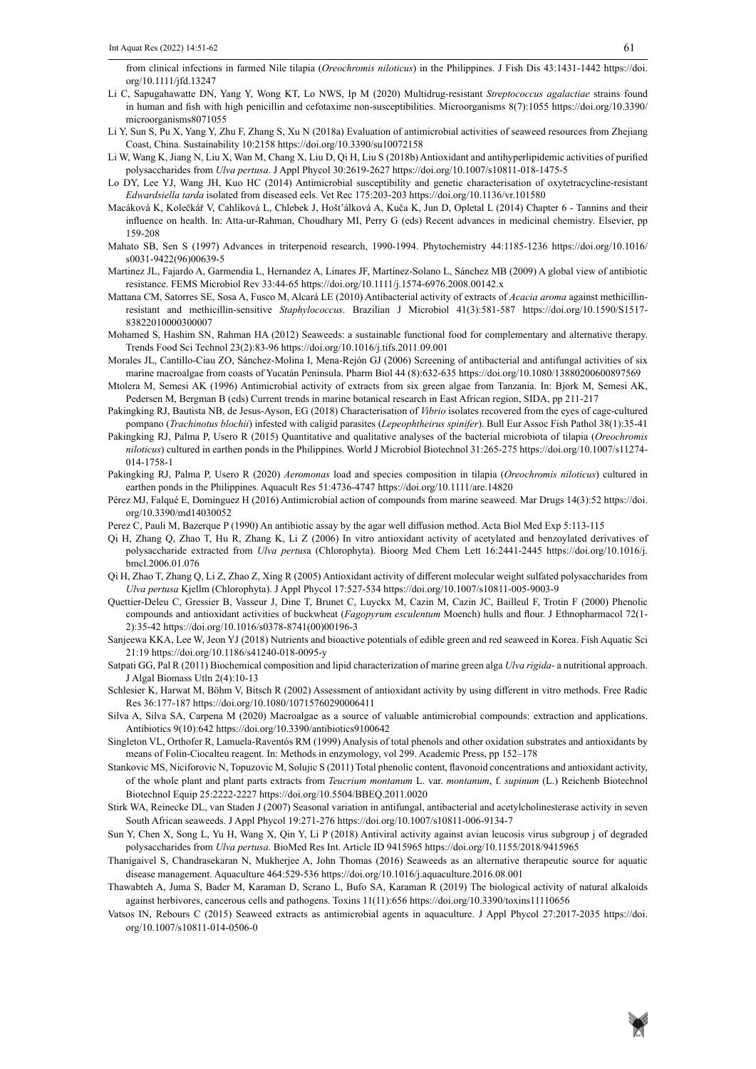from clinical infections in farmed Nile tilapia (*Oreochromis niloticus*) in the Philippines. J Fish Dis 43:1431-1442 https://doi.org/10.1111/jfd.13247

Li C, Sapugahawatte DN, Yang Y, Wong KT, Lo NWS, Ip M (2020) Multidrug-resistant *Streptococcus agalactiae* strains found in human and fish with high penicillin and cefotaxime non-susceptibilities. Microorganisms 8(7):1055 https://doi.org/10.3390/microorganisms8071055

Li Y, Sun S, Pu X, Yang Y, Zhu F, Zhang S, Xu N (2018a) Evaluation of antimicrobial activities of seaweed resources from Zhejiang Coast, China. Sustainability 10:2158 https://doi.org/10.3390/su10072158

Li W, Wang K, Jiang N, Liu X, Wan M, Chang X, Liu D, Qi H, Liu S (2018b) Antioxidant and antihyperlipidemic activities of purified polysaccharides from *Ulva pertusa*. J Appl Phycol 30:2619-2627 https://doi.org/10.1007/s10811-018-1475-5

Lo DY, Lee YJ, Wang JH, Kuo HC (2014) Antimicrobial susceptibility and genetic characterisation of oxytetracycline-resistant *Edwardsiella tarda* isolated from diseased eels. Vet Rec 175:203-203 https://doi.org/10.1136/vr.101580

Macáková K, Kolečkář V, Cahlíková L, Chlebek J, Hošťálková A, Kuča K, Jun D, Opletal L (2014) Chapter 6 - Tannins and their influence on health. In: Atta-ur-Rahman, Choudhary MI, Perry G (eds) Recent advances in medicinal chemistry. Elsevier, pp 159-208

Mahato SB, Sen S (1997) Advances in triterpenoid research, 1990-1994. Phytochemistry 44:1185-1236 https://doi.org/10.1016/s0031-9422(96)00639-5

Martinez JL, Fajardo A, Garmendia L, Hernandez A, Linares JF, Martínez-Solano L, Sánchez MB (2009) A global view of antibiotic resistance. FEMS Microbiol Rev 33:44-65 https://doi.org/10.1111/j.1574-6976.2008.00142.x

Mattana CM, Satorres SE, Sosa A, Fusco M, Alcará LE (2010) Antibacterial activity of extracts of *Acacia aroma* against methicillin-resistant and methicillin-sensitive *Staphylococcus*. Brazilian J Microbiol 41(3):581-587 https://doi.org/10.1590/S1517-83822010000300007

Mohamed S, Hashim SN, Rahman HA (2012) Seaweeds: a sustainable functional food for complementary and alternative therapy. Trends Food Sci Technol 23(2):83-96 https://doi.org/10.1016/j.tifs.2011.09.001

Morales JL, Cantillo-Ciau ZO, Sánchez-Molina I, Mena-Rejón GJ (2006) Screening of antibacterial and antifungal activities of six marine macroalgae from coasts of Yucatán Peninsula. Pharm Biol 44 (8):632-635 https://doi.org/10.1080/13880200600897569

Mtolera M, Semesi AK (1996) Antimicrobial activity of extracts from six green algae from Tanzania. In: Bjork M, Semesi AK, Pedersen M, Bergman B (eds) Current trends in marine botanical research in East African region, SIDA, pp 211-217

Pakingking RJ, Bautista NB, de Jesus-Ayson, EG (2018) Characterisation of *Vibrio* isolates recovered from the eyes of cage-cultured pompano (*Trachinotus blochii*) infested with caligid parasites (*Lepeophtheirus spinifer*). Bull Eur Assoc Fish Pathol 38(1):35-41

Pakingking RJ, Palma P, Usero R (2015) Quantitative and qualitative analyses of the bacterial microbiota of tilapia (*Oreochromis niloticus*) cultured in earthen ponds in the Philippines. World J Microbiol Biotechnol 31:265-275 https://doi.org/10.1007/s11274-014-1758-1

Pakingking RJ, Palma P, Usero R (2020) *Aeromonas* load and species composition in tilapia (*Oreochromis niloticus*) cultured in earthen ponds in the Philippines. Aquacult Res 51:4736-4747 https://doi.org/10.1111/are.14820

Pérez MJ, Falqué E, Domínguez H (2016) Antimicrobial action of compounds from marine seaweed. Mar Drugs 14(3):52 https://doi.org/10.3390/md14030052

Perez C, Pauli M, Bazerque P (1990) An antibiotic assay by the agar well diffusion method. Acta Biol Med Exp 5:113-115

Qi H, Zhang Q, Zhao T, Hu R, Zhang K, Li Z (2006) In vitro antioxidant activity of acetylated and benzoylated derivatives of polysaccharide extracted from *Ulva pertusa* (Chlorophyta). Bioorg Med Chem Lett 16:2441-2445 https://doi.org/10.1016/j.bmcl.2006.01.076

Qi H, Zhao T, Zhang Q, Li Z, Zhao Z, Xing R (2005) Antioxidant activity of different molecular weight sulfated polysaccharides from *Ulva pertusa* Kjellm (Chlorophyta). J Appl Phycol 17:527-534 https://doi.org/10.1007/s10811-005-9003-9

Quettier-Deleu C, Gressier B, Vasseur J, Dine T, Brunet C, Luyckx M, Cazin M, Cazin JC, Bailleul F, Trotin F (2000) Phenolic compounds and antioxidant activities of buckwheat (*Fagopyrum esculentum* Moench) hulls and flour. J Ethnopharmacol 72(1-2):35-42 https://doi.org/10.1016/s0378-8741(00)00196-3

Sanjeewa KKA, Lee W, Jeon YJ (2018) Nutrients and bioactive potentials of edible green and red seaweed in Korea. Fish Aquatic Sci 21:19 https://doi.org/10.1186/s41240-018-0095-y

Satpati GG, Pal R (2011) Biochemical composition and lipid characterization of marine green alga *Ulva rigida*- a nutritional approach. J Algal Biomass Utln 2(4):10-13

Schlesier K, Harwat M, Böhm V, Bitsch R (2002) Assessment of antioxidant activity by using different in vitro methods. Free Radic Res 36:177-187 https://doi.org/10.1080/10715760290006411

Silva A, Silva SA, Carpena M (2020) Macroalgae as a source of valuable antimicrobial compounds: extraction and applications. Antibiotics 9(10):642 https://doi.org/10.3390/antibiotics9100642

Singleton VL, Orthofer R, Lamuela-Raventós RM (1999) Analysis of total phenols and other oxidation substrates and antioxidants by means of Folin-Ciocalteu reagent. In: Methods in enzymology, vol 299. Academic Press, pp 152–178

Stankovic MS, Niciforovic N, Topuzovic M, Solujic S (2011) Total phenolic content, flavonoid concentrations and antioxidant activity, of the whole plant and plant parts extracts from *Teucrium montanum* L. var. *montanum*, f. *supinum* (L.) Reichenb Biotechnol Biotechnol Equip 25:2222-2227 https://doi.org/10.5504/BBEQ.2011.0020

Stirk WA, Reinecke DL, van Staden J (2007) Seasonal variation in antifungal, antibacterial and acetylcholinesterase activity in seven South African seaweeds. J Appl Phycol 19:271-276 https://doi.org/10.1007/s10811-006-9134-7

Sun Y, Chen X, Song L, Yu H, Wang X, Qin Y, Li P (2018) Antiviral activity against avian leucosis virus subgroup j of degraded polysaccharides from *Ulva pertusa*. BioMed Res Int. Article ID 9415965 https://doi.org/10.1155/2018/9415965

Thanigaivel S, Chandrasekaran N, Mukherjee A, John Thomas (2016) Seaweeds as an alternative therapeutic source for aquatic disease management. Aquaculture 464:529-536 https://doi.org/10.1016/j.aquaculture.2016.08.001

Thawabteh A, Juma S, Bader M, Karaman D, Scrano L, Bufo SA, Karaman R (2019) The biological activity of natural alkaloids against herbivores, cancerous cells and pathogens. Toxins 11(11):656 https://doi.org/10.3390/toxins11110656

Vatsos IN, Rebours C (2015) Seaweed extracts as antimicrobial agents in aquaculture. J Appl Phycol 27:2017-2035 https://doi.org/10.1007/s10811-014-0506-0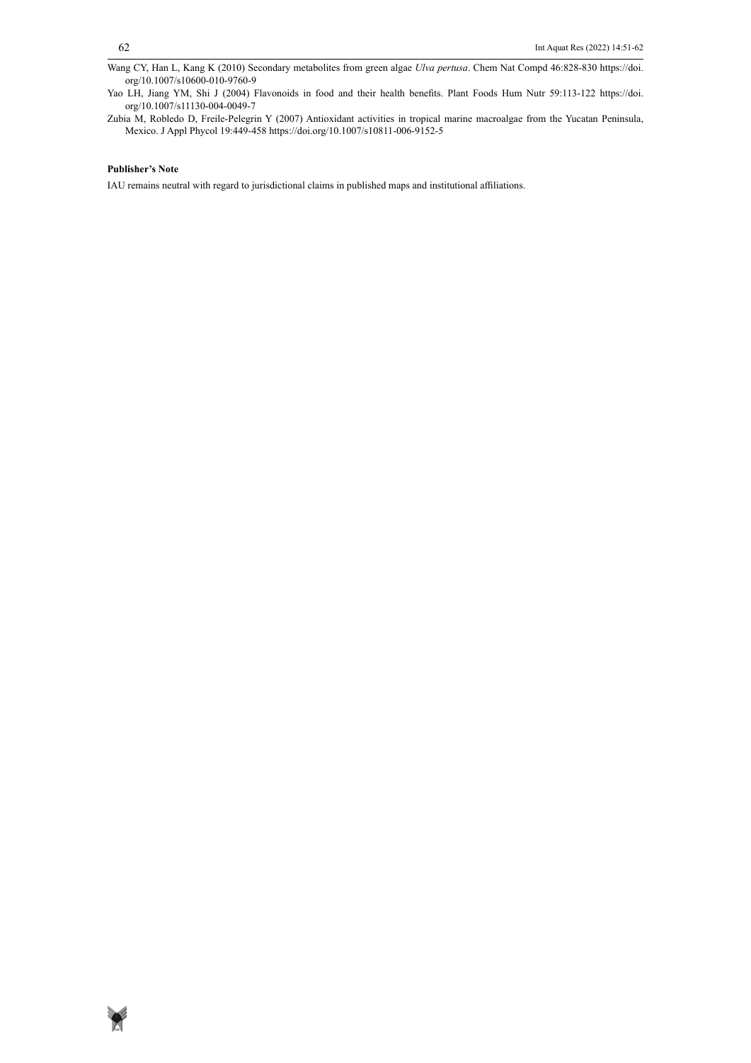Wang CY, Han L, Kang K (2010) Secondary metabolites from green algae *Ulva pertusa*. Chem Nat Compd 46:828-830 https://doi.org/10.1007/s10600-010-9760-9

Yao LH, Jiang YM, Shi J (2004) Flavonoids in food and their health benefits. Plant Foods Hum Nutr 59:113-122 https://doi.org/10.1007/s11130-004-0049-7

Zubia M, Robledo D, Freile-Pelegrin Y (2007) Antioxidant activities in tropical marine macroalgae from the Yucatan Peninsula, Mexico. J Appl Phycol 19:449-458 https://doi.org/10.1007/s10811-006-9152-5

**Publisher's Note**

IAU remains neutral with regard to jurisdictional claims in published maps and institutional affiliations.